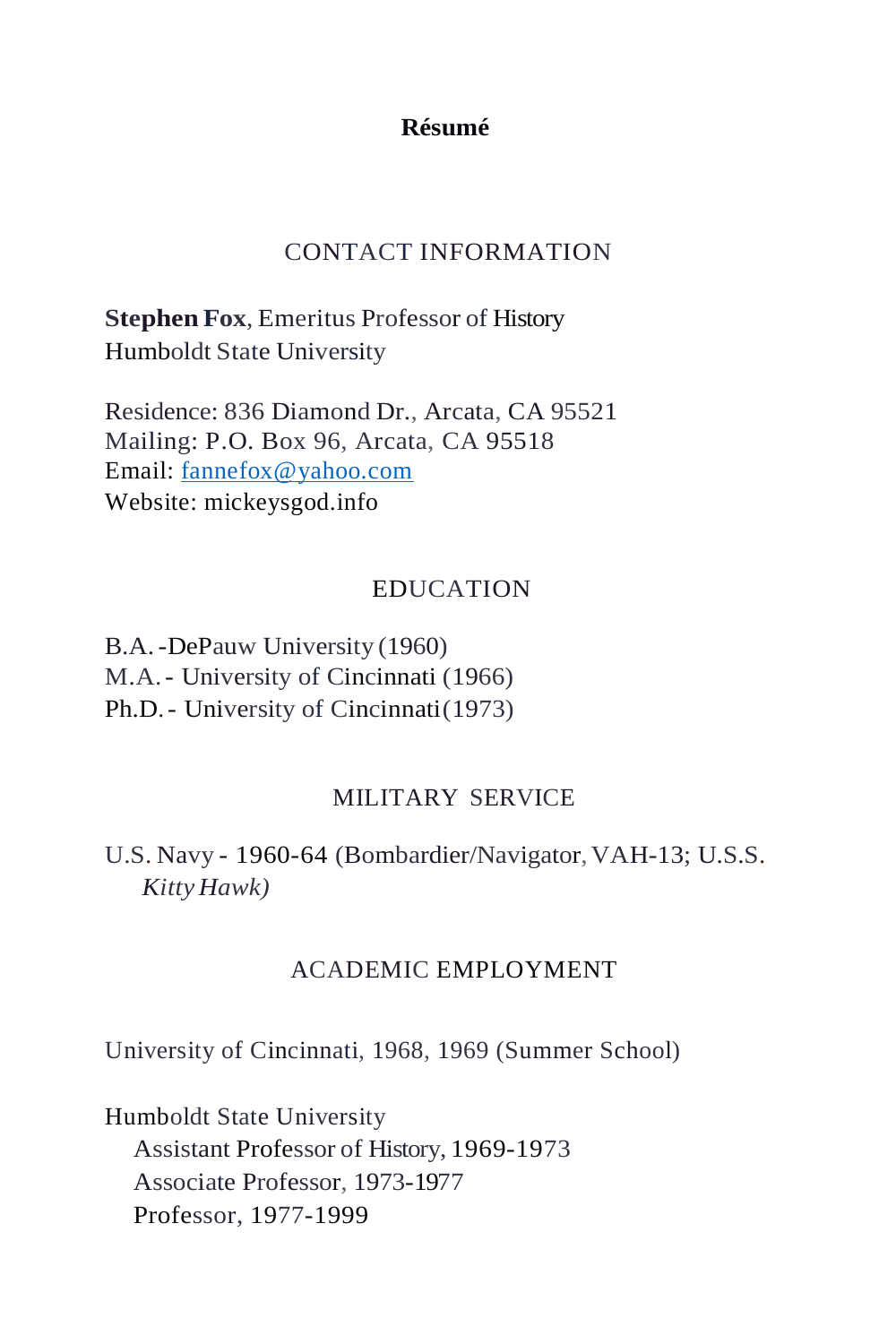# Résumé

## CONTACT INFORMATION

**Stephen Fox**, Emeritus Professor of History
Humboldt State University

Residence: 836 Diamond Dr., Arcata, CA 95521
Mailing: P.O. Box 96, Arcata, CA 95518
Email: fannefox@yahoo.com
Website: mickeysgod.info

## EDUCATION

B.A. -DePauw University (1960)
M.A. - University of Cincinnati (1966)
Ph.D. - University of Cincinnati (1973)

## MILITARY SERVICE

U.S. Navy - 1960-64 (Bombardier/Navigator, VAH-13; U.S.S. *Kitty Hawk)*

## ACADEMIC EMPLOYMENT

University of Cincinnati, 1968, 1969 (Summer School)

Humboldt State University
- Assistant Professor of History, 1969-1973
- Associate Professor, 1973-1977
- Professor, 1977-1999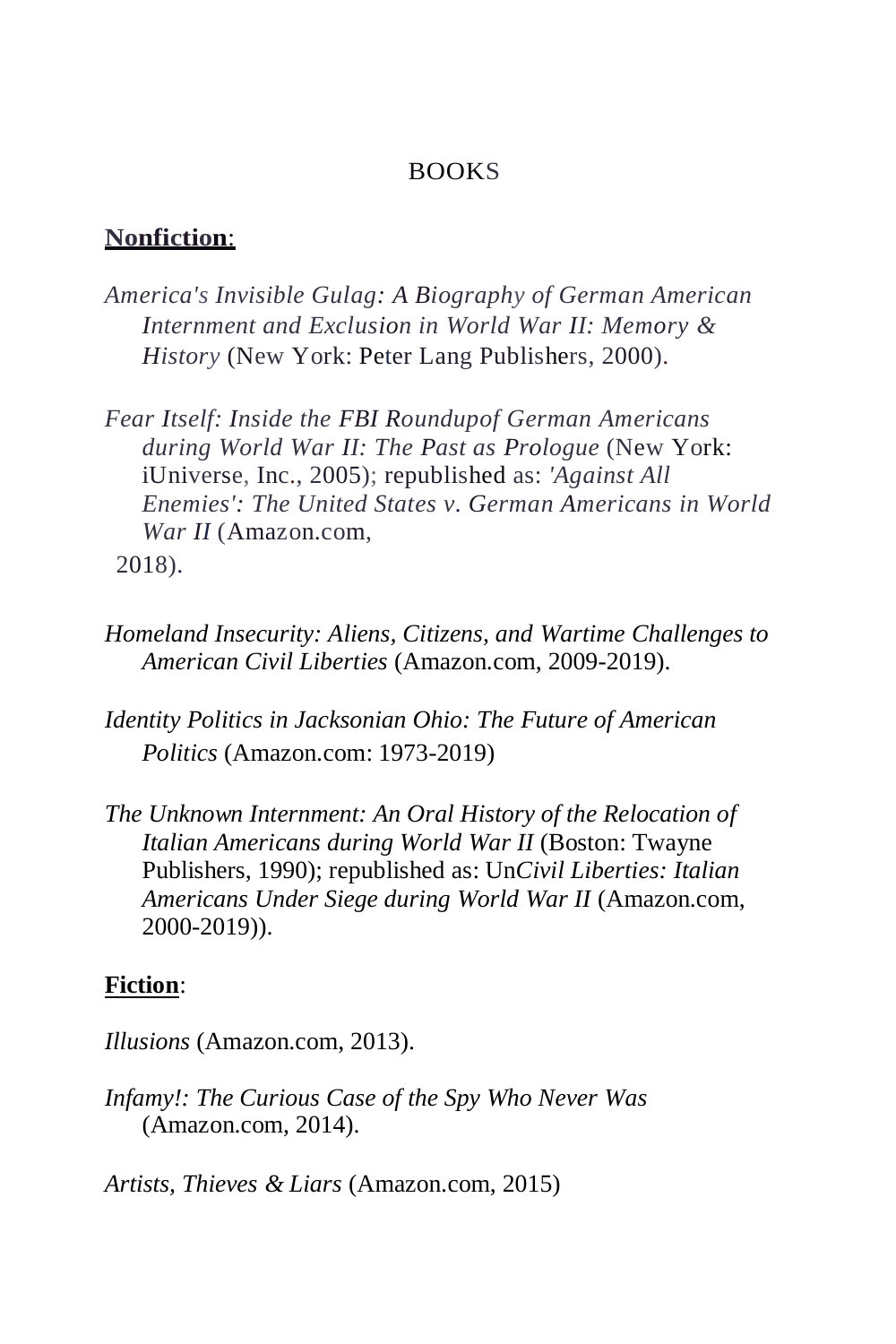BOOKS

**Nonfiction**:

*America's Invisible Gulag: A Biography of German American Internment and Exclusion in World War II: Memory & History* (New York: Peter Lang Publishers, 2000).

*Fear Itself: Inside the FBI Roundupof German Americans during World War II: The Past as Prologue* (New York: iUniverse, Inc., 2005); republished as: *'Against All Enemies': The United States v. German Americans in World War II* (Amazon.com, 2018).

*Homeland Insecurity: Aliens, Citizens, and Wartime Challenges to American Civil Liberties* (Amazon.com, 2009-2019).

*Identity Politics in Jacksonian Ohio: The Future of American Politics* (Amazon.com: 1973-2019)

*The Unknown Internment: An Oral History of the Relocation of Italian Americans during World War II* (Boston: Twayne Publishers, 1990); republished as: Un*Civil Liberties: Italian Americans Under Siege during World War II* (Amazon.com, 2000-2019)).

**Fiction**:

*Illusions* (Amazon.com, 2013).

*Infamy!: The Curious Case of the Spy Who Never Was* (Amazon.com, 2014).

*Artists, Thieves & Liars* (Amazon.com, 2015)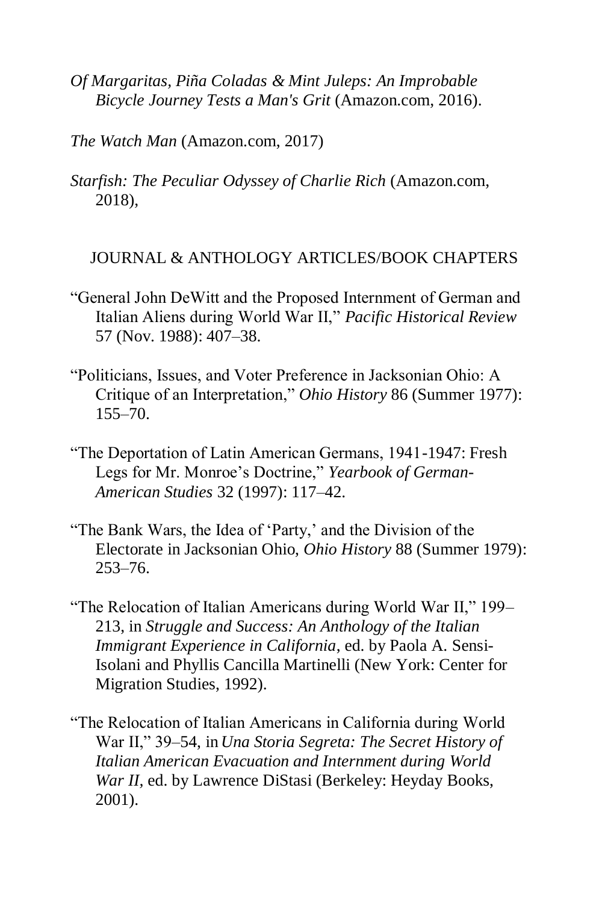*Of Margaritas, Piña Coladas & Mint Juleps: An Improbable Bicycle Journey Tests a Man's Grit* (Amazon.com, 2016).

*The Watch Man* (Amazon.com, 2017)

*Starfish: The Peculiar Odyssey of Charlie Rich* (Amazon.com, 2018),

## JOURNAL & ANTHOLOGY ARTICLES/BOOK CHAPTERS

"General John DeWitt and the Proposed Internment of German and Italian Aliens during World War II," *Pacific Historical Review* 57 (Nov. 1988): 407–38.

"Politicians, Issues, and Voter Preference in Jacksonian Ohio: A Critique of an Interpretation," *Ohio History* 86 (Summer 1977): 155–70.

"The Deportation of Latin American Germans, 1941-1947: Fresh Legs for Mr. Monroe's Doctrine," *Yearbook of German-American Studies* 32 (1997): 117–42.

"The Bank Wars, the Idea of 'Party,' and the Division of the Electorate in Jacksonian Ohio, *Ohio History* 88 (Summer 1979): 253–76.

"The Relocation of Italian Americans during World War II," 199–213, in *Struggle and Success: An Anthology of the Italian Immigrant Experience in California*, ed. by Paola A. Sensi-Isolani and Phyllis Cancilla Martinelli (New York: Center for Migration Studies, 1992).

"The Relocation of Italian Americans in California during World War II," 39–54, in *Una Storia Segreta: The Secret History of Italian American Evacuation and Internment during World War II*, ed. by Lawrence DiStasi (Berkeley: Heyday Books, 2001).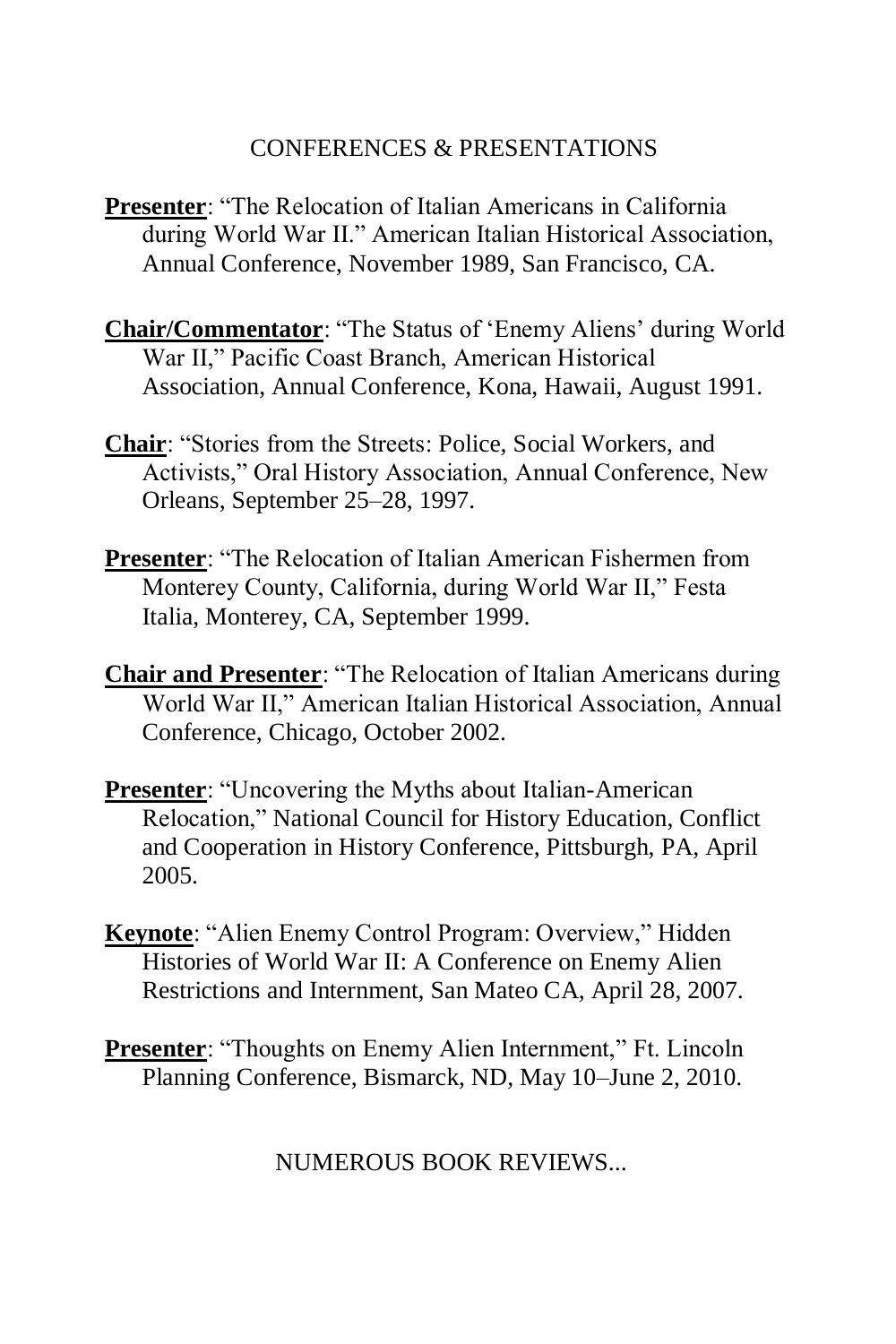## CONFERENCES & PRESENTATIONS

**Presenter**: "The Relocation of Italian Americans in California during World War II." American Italian Historical Association, Annual Conference, November 1989, San Francisco, CA.

**Chair/Commentator**: "The Status of 'Enemy Aliens' during World War II," Pacific Coast Branch, American Historical Association, Annual Conference, Kona, Hawaii, August 1991.

**Chair**: "Stories from the Streets: Police, Social Workers, and Activists," Oral History Association, Annual Conference, New Orleans, September 25–28, 1997.

**Presenter**: "The Relocation of Italian American Fishermen from Monterey County, California, during World War II," Festa Italia, Monterey, CA, September 1999.

**Chair and Presenter**: "The Relocation of Italian Americans during World War II," American Italian Historical Association, Annual Conference, Chicago, October 2002.

**Presenter**: "Uncovering the Myths about Italian-American Relocation," National Council for History Education, Conflict and Cooperation in History Conference, Pittsburgh, PA, April 2005.

**Keynote**: "Alien Enemy Control Program: Overview," Hidden Histories of World War II: A Conference on Enemy Alien Restrictions and Internment, San Mateo CA, April 28, 2007.

**Presenter**: "Thoughts on Enemy Alien Internment," Ft. Lincoln Planning Conference, Bismarck, ND, May 10–June 2, 2010.

NUMEROUS BOOK REVIEWS...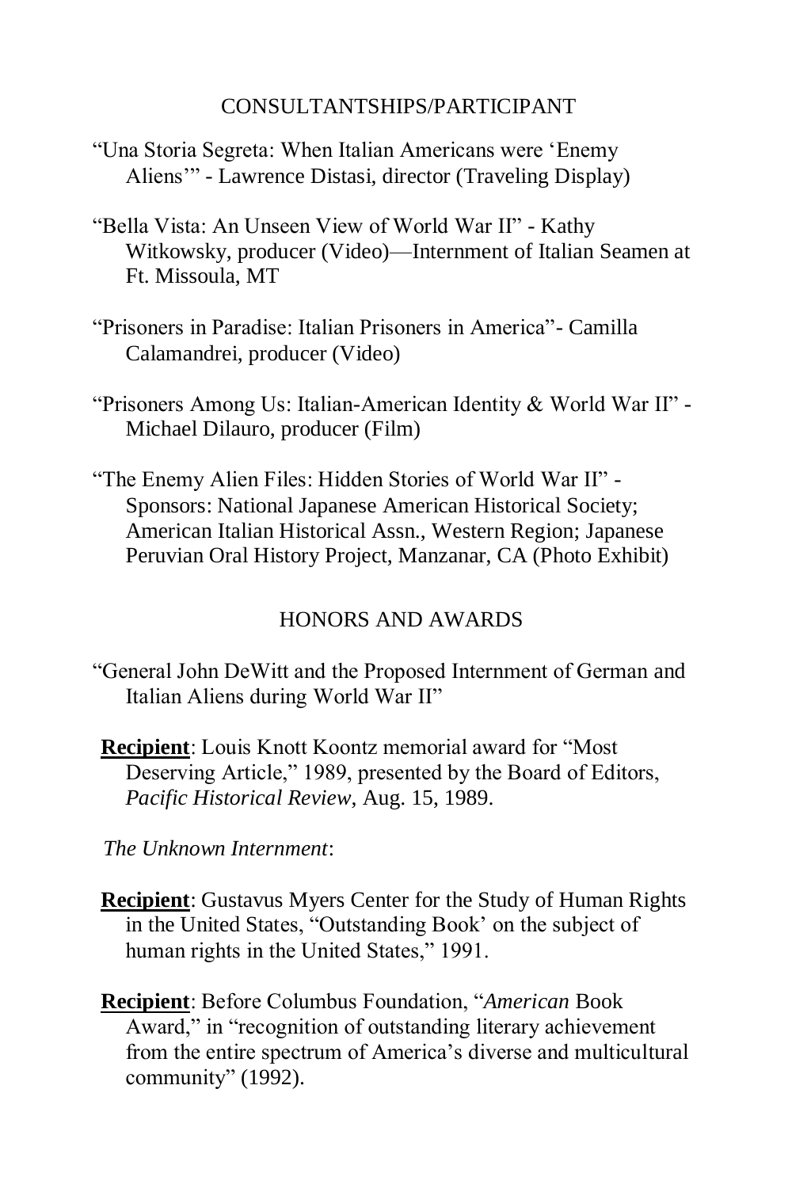## CONSULTANTSHIPS/PARTICIPANT

"Una Storia Segreta: When Italian Americans were 'Enemy Aliens'" - Lawrence Distasi, director (Traveling Display)

"Bella Vista: An Unseen View of World War II" - Kathy Witkowsky, producer (Video)—Internment of Italian Seamen at Ft. Missoula, MT

"Prisoners in Paradise: Italian Prisoners in America"- Camilla Calamandrei, producer (Video)

"Prisoners Among Us: Italian-American Identity & World War II" - Michael Dilauro, producer (Film)

"The Enemy Alien Files: Hidden Stories of World War II" - Sponsors: National Japanese American Historical Society; American Italian Historical Assn., Western Region; Japanese Peruvian Oral History Project, Manzanar, CA (Photo Exhibit)

## HONORS AND AWARDS

"General John DeWitt and the Proposed Internment of German and Italian Aliens during World War II"

**Recipient**: Louis Knott Koontz memorial award for "Most Deserving Article," 1989, presented by the Board of Editors, *Pacific Historical Review*, Aug. 15, 1989.

*The Unknown Internment*:

**Recipient**: Gustavus Myers Center for the Study of Human Rights in the United States, "Outstanding Book' on the subject of human rights in the United States," 1991.

**Recipient**: Before Columbus Foundation, "*American* Book Award," in "recognition of outstanding literary achievement from the entire spectrum of America's diverse and multicultural community" (1992).